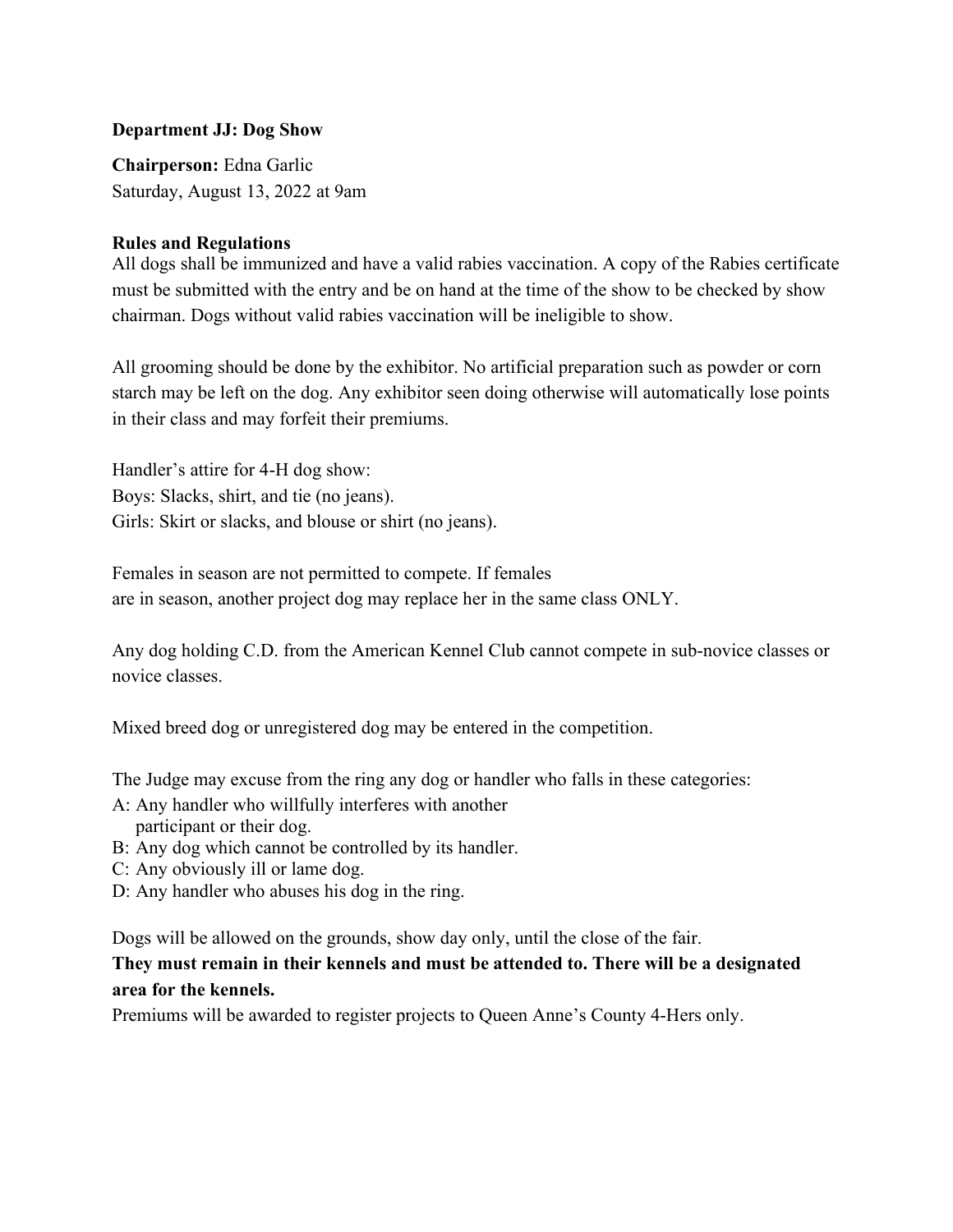**Department JJ: Dog Show**

**Chairperson:** Edna Garlic
Saturday, August 13, 2022 at 9am

**Rules and Regulations**
All dogs shall be immunized and have a valid rabies vaccination. A copy of the Rabies certificate must be submitted with the entry and be on hand at the time of the show to be checked by show chairman. Dogs without valid rabies vaccination will be ineligible to show.

All grooming should be done by the exhibitor. No artificial preparation such as powder or corn starch may be left on the dog. Any exhibitor seen doing otherwise will automatically lose points in their class and may forfeit their premiums.

Handler's attire for 4-H dog show:
Boys: Slacks, shirt, and tie (no jeans).
Girls: Skirt or slacks, and blouse or shirt (no jeans).

Females in season are not permitted to compete. If females are in season, another project dog may replace her in the same class ONLY.

Any dog holding C.D. from the American Kennel Club cannot compete in sub-novice classes or novice classes.

Mixed breed dog or unregistered dog may be entered in the competition.

The Judge may excuse from the ring any dog or handler who falls in these categories:
A: Any handler who willfully interferes with another participant or their dog.
B: Any dog which cannot be controlled by its handler.
C: Any obviously ill or lame dog.
D: Any handler who abuses his dog in the ring.

Dogs will be allowed on the grounds, show day only, until the close of the fair.
**They must remain in their kennels and must be attended to. There will be a designated area for the kennels.**
Premiums will be awarded to register projects to Queen Anne's County 4-Hers only.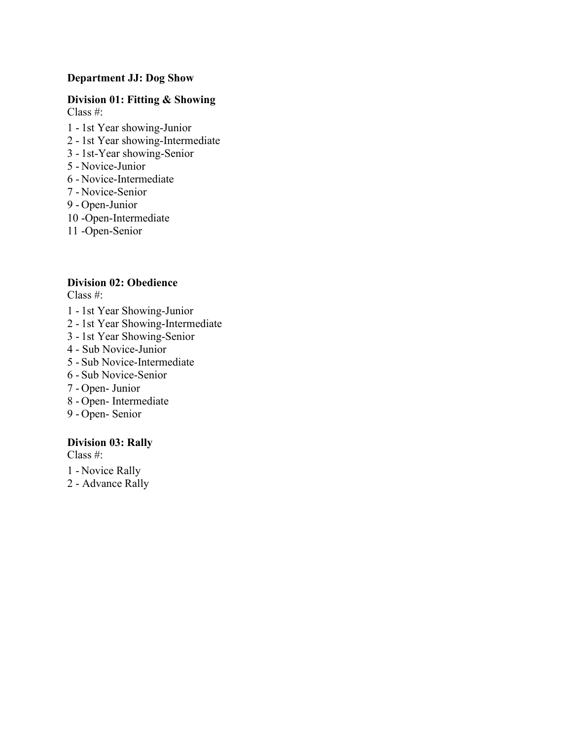**Department JJ: Dog Show**

**Division 01: Fitting & Showing**

Class #:

1 - 1st Year showing-Junior
2 - 1st Year showing-Intermediate
3 - 1st-Year showing-Senior
5 - Novice-Junior
6 - Novice-Intermediate
7 - Novice-Senior
9 - Open-Junior
10 -Open-Intermediate
11 -Open-Senior

**Division 02: Obedience**

Class #:

1 - 1st Year Showing-Junior
2 - 1st Year Showing-Intermediate
3 - 1st Year Showing-Senior
4 - Sub Novice-Junior
5 - Sub Novice-Intermediate
6 - Sub Novice-Senior
7 - Open- Junior
8 - Open- Intermediate
9 - Open- Senior

**Division 03: Rally**

Class #:

1 - Novice Rally
2 - Advance Rally